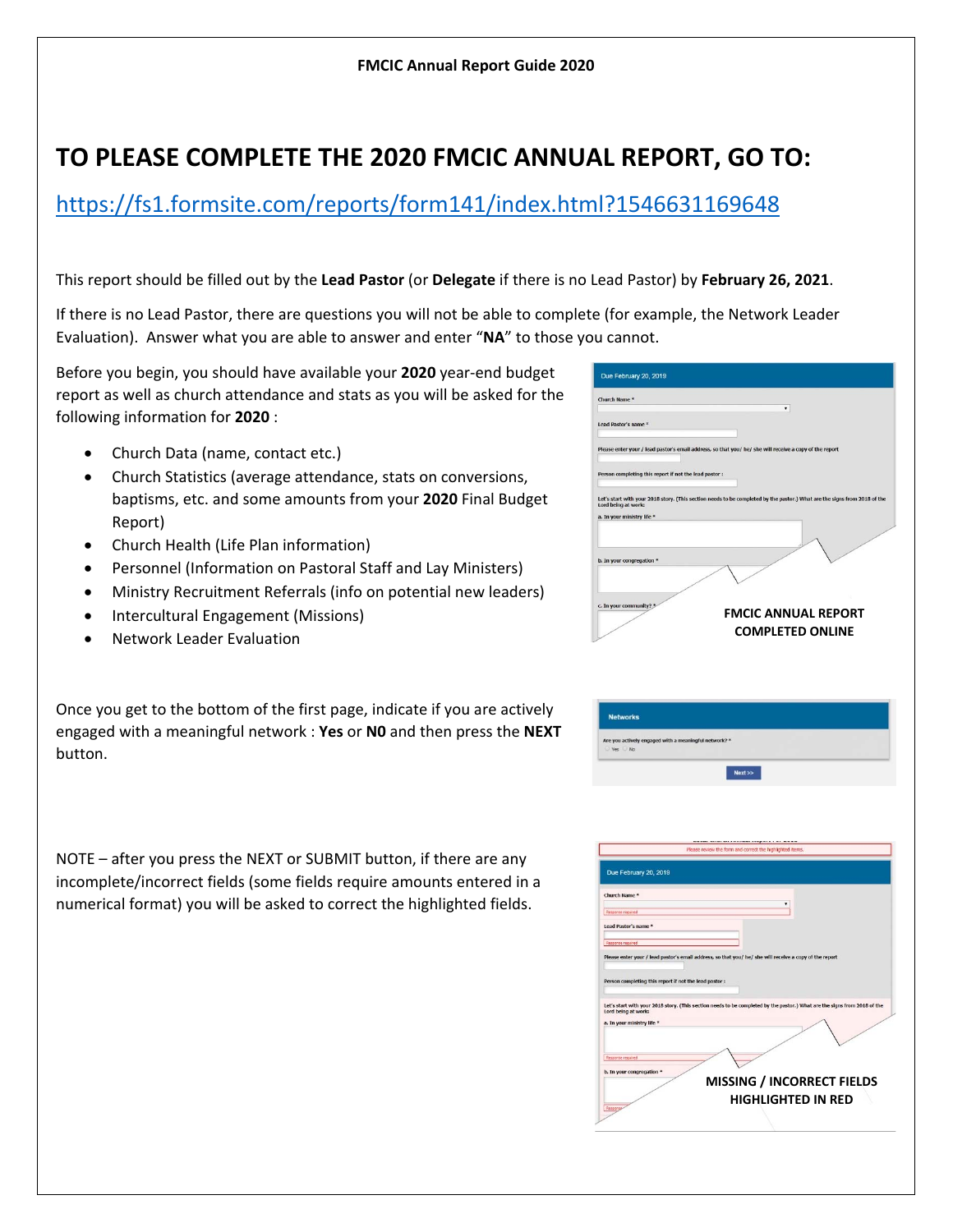**FMCIC Annual Report Guide 2020**

# TO PLEASE COMPLETE THE 2020 FMCIC ANNUAL REPORT, GO TO:

https://fs1.formsite.com/reports/form141/index.html?1546631169648

This report should be filled out by the **Lead Pastor** (or **Delegate** if there is no Lead Pastor) by **February 26, 2021**.

If there is no Lead Pastor, there are questions you will not be able to complete (for example, the Network Leader Evaluation). Answer what you are able to answer and enter "**NA**" to those you cannot.

Before you begin, you should have available your **2020** year-end budget report as well as church attendance and stats as you will be asked for the following information for **2020** :

- Church Data (name, contact etc.)
- Church Statistics (average attendance, stats on conversions, baptisms, etc. and some amounts from your **2020** Final Budget Report)
- Church Health (Life Plan information)
- Personnel (Information on Pastoral Staff and Lay Ministers)
- Ministry Recruitment Referrals (info on potential new leaders)
- Intercultural Engagement (Missions)
- Network Leader Evaluation

**FMCIC ANNUAL REPORT COMPLETED ONLINE**

Once you get to the bottom of the first page, indicate if you are actively engaged with a meaningful network : **Yes** or **N0** and then press the **NEXT** button.

NOTE – after you press the NEXT or SUBMIT button, if there are any incomplete/incorrect fields (some fields require amounts entered in a numerical format) you will be asked to correct the highlighted fields.

**MISSING / INCORRECT FIELDS HIGHLIGHTED IN RED**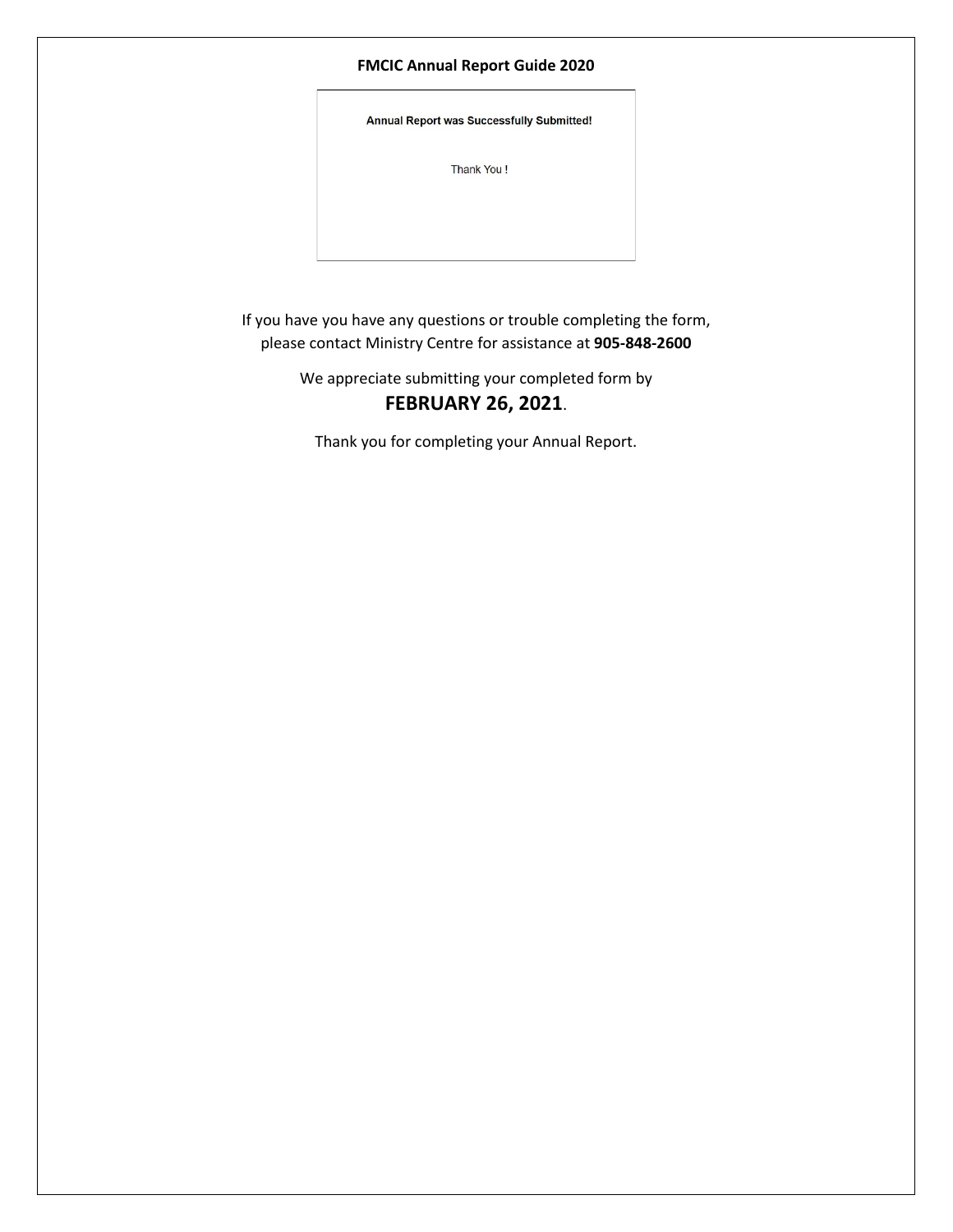**FMCIC Annual Report Guide 2020**

**Annual Report was Successfully Submitted!**

Thank You !

If you have you have any questions or trouble completing the form, please contact Ministry Centre for assistance at **905-848-2600**

We appreciate submitting your completed form by
**FEBRUARY 26, 2021**.

Thank you for completing your Annual Report.